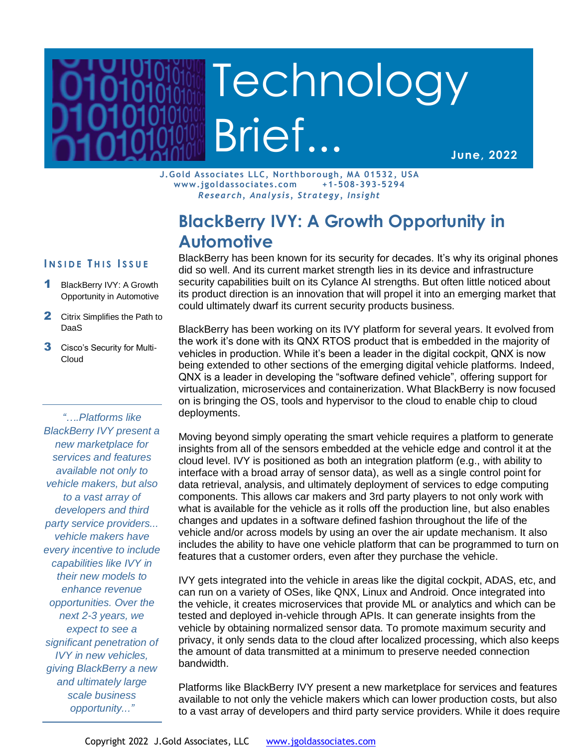# Technology Brief...

June, 2022

**J.Gold Associates LLC, Northborough, MA 01532, USA**
**www.jgoldassociates.com +1-508-393-5294**
***Research, Analysis, Strategy, Insight***

## Inside This Issue

1. BlackBerry IVY: A Growth Opportunity in Automotive
2. Citrix Simplifies the Path to DaaS
3. Cisco's Security for Multi-Cloud

*"….Platforms like BlackBerry IVY present a new marketplace for services and features available not only to vehicle makers, but also to a vast array of developers and third party service providers... vehicle makers have every incentive to include capabilities like IVY in their new models to enhance revenue opportunities. Over the next 2-3 years, we expect to see a significant penetration of IVY in new vehicles, giving BlackBerry a new and ultimately large scale business opportunity..."*

## BlackBerry IVY: A Growth Opportunity in Automotive

BlackBerry has been known for its security for decades. It's why its original phones did so well. And its current market strength lies in its device and infrastructure security capabilities built on its Cylance AI strengths. But often little noticed about its product direction is an innovation that will propel it into an emerging market that could ultimately dwarf its current security products business.

BlackBerry has been working on its IVY platform for several years. It evolved from the work it's done with its QNX RTOS product that is embedded in the majority of vehicles in production. While it's been a leader in the digital cockpit, QNX is now being extended to other sections of the emerging digital vehicle platforms. Indeed, QNX is a leader in developing the "software defined vehicle", offering support for virtualization, microservices and containerization. What BlackBerry is now focused on is bringing the OS, tools and hypervisor to the cloud to enable chip to cloud deployments.

Moving beyond simply operating the smart vehicle requires a platform to generate insights from all of the sensors embedded at the vehicle edge and control it at the cloud level. IVY is positioned as both an integration platform (e.g., with ability to interface with a broad array of sensor data), as well as a single control point for data retrieval, analysis, and ultimately deployment of services to edge computing components. This allows car makers and 3rd party players to not only work with what is available for the vehicle as it rolls off the production line, but also enables changes and updates in a software defined fashion throughout the life of the vehicle and/or across models by using an over the air update mechanism. It also includes the ability to have one vehicle platform that can be programmed to turn on features that a customer orders, even after they purchase the vehicle.

IVY gets integrated into the vehicle in areas like the digital cockpit, ADAS, etc, and can run on a variety of OSes, like QNX, Linux and Android. Once integrated into the vehicle, it creates microservices that provide ML or analytics and which can be tested and deployed in-vehicle through APIs. It can generate insights from the vehicle by obtaining normalized sensor data. To promote maximum security and privacy, it only sends data to the cloud after localized processing, which also keeps the amount of data transmitted at a minimum to preserve needed connection bandwidth.

Platforms like BlackBerry IVY present a new marketplace for services and features available to not only the vehicle makers which can lower production costs, but also to a vast array of developers and third party service providers. While it does require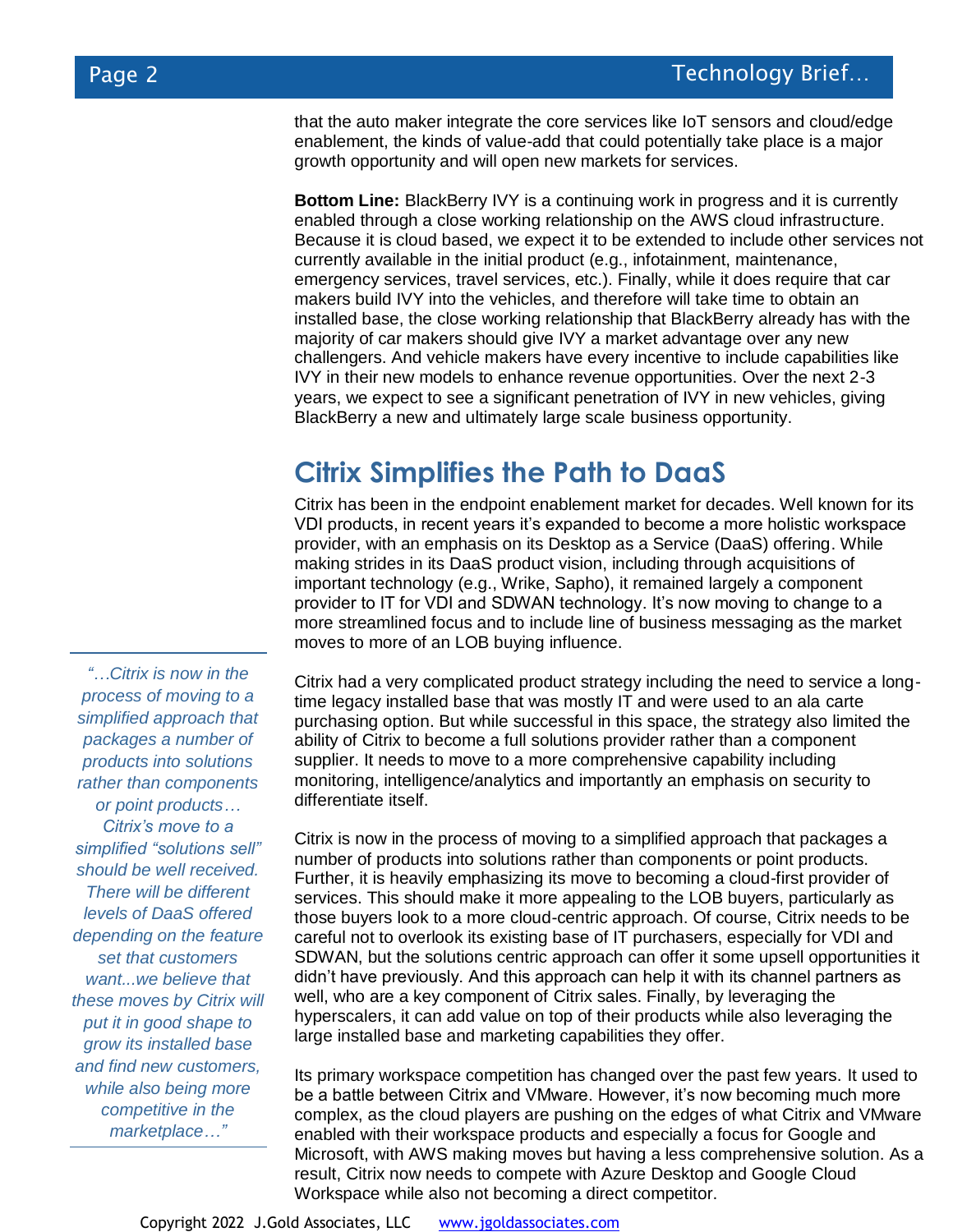that the auto maker integrate the core services like IoT sensors and cloud/edge enablement, the kinds of value-add that could potentially take place is a major growth opportunity and will open new markets for services.

**Bottom Line:** BlackBerry IVY is a continuing work in progress and it is currently enabled through a close working relationship on the AWS cloud infrastructure. Because it is cloud based, we expect it to be extended to include other services not currently available in the initial product (e.g., infotainment, maintenance, emergency services, travel services, etc.). Finally, while it does require that car makers build IVY into the vehicles, and therefore will take time to obtain an installed base, the close working relationship that BlackBerry already has with the majority of car makers should give IVY a market advantage over any new challengers. And vehicle makers have every incentive to include capabilities like IVY in their new models to enhance revenue opportunities. Over the next 2-3 years, we expect to see a significant penetration of IVY in new vehicles, giving BlackBerry a new and ultimately large scale business opportunity.

## Citrix Simplifies the Path to DaaS

Citrix has been in the endpoint enablement market for decades. Well known for its VDI products, in recent years it's expanded to become a more holistic workspace provider, with an emphasis on its Desktop as a Service (DaaS) offering. While making strides in its DaaS product vision, including through acquisitions of important technology (e.g., Wrike, Sapho), it remained largely a component provider to IT for VDI and SDWAN technology. It's now moving to change to a more streamlined focus and to include line of business messaging as the market moves to more of an LOB buying influence.

*"…Citrix is now in the process of moving to a simplified approach that packages a number of products into solutions rather than components or point products… Citrix's move to a simplified "solutions sell" should be well received. There will be different levels of DaaS offered depending on the feature set that customers want...we believe that these moves by Citrix will put it in good shape to grow its installed base and find new customers, while also being more competitive in the marketplace…"*

Citrix had a very complicated product strategy including the need to service a long-time legacy installed base that was mostly IT and were used to an ala carte purchasing option. But while successful in this space, the strategy also limited the ability of Citrix to become a full solutions provider rather than a component supplier. It needs to move to a more comprehensive capability including monitoring, intelligence/analytics and importantly an emphasis on security to differentiate itself.

Citrix is now in the process of moving to a simplified approach that packages a number of products into solutions rather than components or point products. Further, it is heavily emphasizing its move to becoming a cloud-first provider of services. This should make it more appealing to the LOB buyers, particularly as those buyers look to a more cloud-centric approach. Of course, Citrix needs to be careful not to overlook its existing base of IT purchasers, especially for VDI and SDWAN, but the solutions centric approach can offer it some upsell opportunities it didn't have previously. And this approach can help it with its channel partners as well, who are a key component of Citrix sales. Finally, by leveraging the hyperscalers, it can add value on top of their products while also leveraging the large installed base and marketing capabilities they offer.

Its primary workspace competition has changed over the past few years. It used to be a battle between Citrix and VMware. However, it's now becoming much more complex, as the cloud players are pushing on the edges of what Citrix and VMware enabled with their workspace products and especially a focus for Google and Microsoft, with AWS making moves but having a less comprehensive solution. As a result, Citrix now needs to compete with Azure Desktop and Google Cloud Workspace while also not becoming a direct competitor.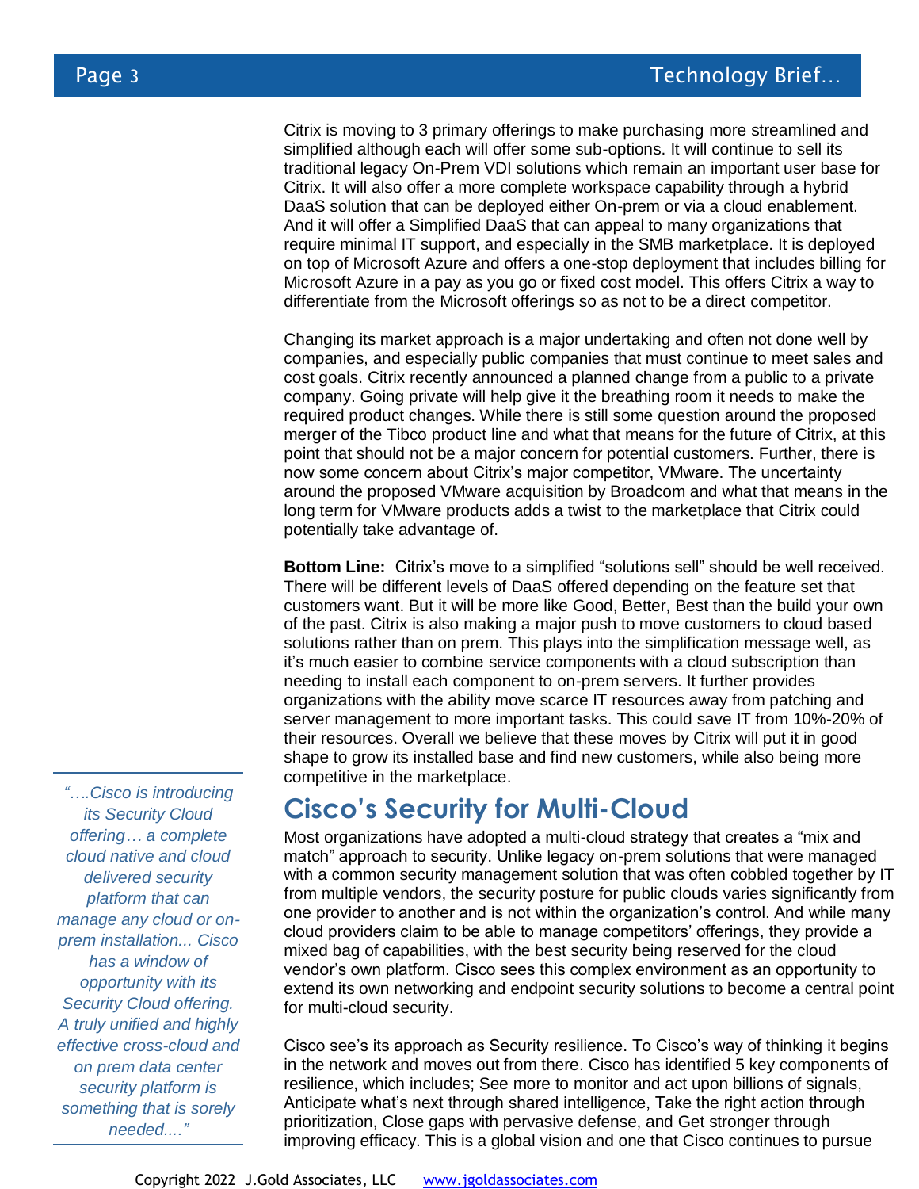Citrix is moving to 3 primary offerings to make purchasing more streamlined and simplified although each will offer some sub-options. It will continue to sell its traditional legacy On-Prem VDI solutions which remain an important user base for Citrix. It will also offer a more complete workspace capability through a hybrid DaaS solution that can be deployed either On-prem or via a cloud enablement. And it will offer a Simplified DaaS that can appeal to many organizations that require minimal IT support, and especially in the SMB marketplace. It is deployed on top of Microsoft Azure and offers a one-stop deployment that includes billing for Microsoft Azure in a pay as you go or fixed cost model. This offers Citrix a way to differentiate from the Microsoft offerings so as not to be a direct competitor.

Changing its market approach is a major undertaking and often not done well by companies, and especially public companies that must continue to meet sales and cost goals. Citrix recently announced a planned change from a public to a private company. Going private will help give it the breathing room it needs to make the required product changes. While there is still some question around the proposed merger of the Tibco product line and what that means for the future of Citrix, at this point that should not be a major concern for potential customers. Further, there is now some concern about Citrix's major competitor, VMware. The uncertainty around the proposed VMware acquisition by Broadcom and what that means in the long term for VMware products adds a twist to the marketplace that Citrix could potentially take advantage of.

**Bottom Line:** Citrix's move to a simplified "solutions sell" should be well received. There will be different levels of DaaS offered depending on the feature set that customers want. But it will be more like Good, Better, Best than the build your own of the past. Citrix is also making a major push to move customers to cloud based solutions rather than on prem. This plays into the simplification message well, as it's much easier to combine service components with a cloud subscription than needing to install each component to on-prem servers. It further provides organizations with the ability move scarce IT resources away from patching and server management to more important tasks. This could save IT from 10%-20% of their resources. Overall we believe that these moves by Citrix will put it in good shape to grow its installed base and find new customers, while also being more competitive in the marketplace.

## Cisco's Security for Multi-Cloud

*"….Cisco is introducing its Security Cloud offering… a complete cloud native and cloud delivered security platform that can manage any cloud or on-prem installation... Cisco has a window of opportunity with its Security Cloud offering. A truly unified and highly effective cross-cloud and on prem data center security platform is something that is sorely needed...."*

Most organizations have adopted a multi-cloud strategy that creates a "mix and match" approach to security. Unlike legacy on-prem solutions that were managed with a common security management solution that was often cobbled together by IT from multiple vendors, the security posture for public clouds varies significantly from one provider to another and is not within the organization's control. And while many cloud providers claim to be able to manage competitors' offerings, they provide a mixed bag of capabilities, with the best security being reserved for the cloud vendor's own platform. Cisco sees this complex environment as an opportunity to extend its own networking and endpoint security solutions to become a central point for multi-cloud security.

Cisco see's its approach as Security resilience. To Cisco's way of thinking it begins in the network and moves out from there. Cisco has identified 5 key components of resilience, which includes; See more to monitor and act upon billions of signals, Anticipate what's next through shared intelligence, Take the right action through prioritization, Close gaps with pervasive defense, and Get stronger through improving efficacy. This is a global vision and one that Cisco continues to pursue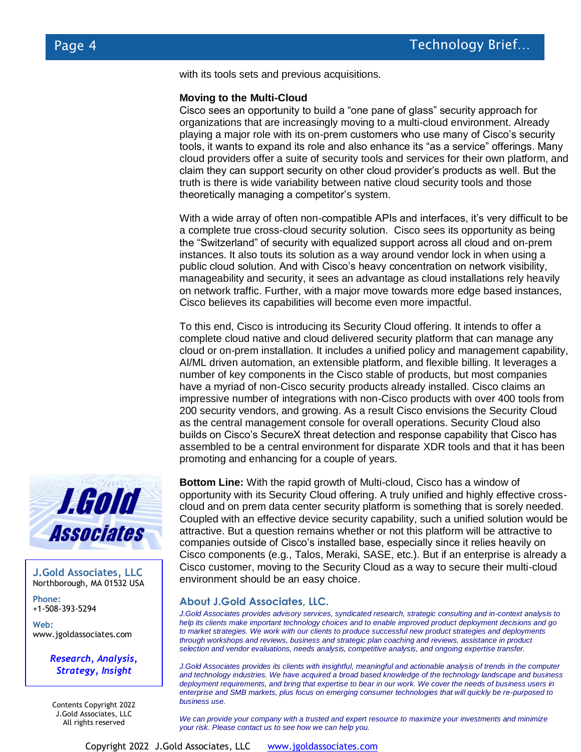with its tools sets and previous acquisitions.

**Moving to the Multi-Cloud**

Cisco sees an opportunity to build a “one pane of glass” security approach for organizations that are increasingly moving to a multi-cloud environment. Already playing a major role with its on-prem customers who use many of Cisco’s security tools, it wants to expand its role and also enhance its “as a service” offerings. Many cloud providers offer a suite of security tools and services for their own platform, and claim they can support security on other cloud provider’s products as well. But the truth is there is wide variability between native cloud security tools and those theoretically managing a competitor’s system.

With a wide array of often non-compatible APIs and interfaces, it’s very difficult to be a complete true cross-cloud security solution. Cisco sees its opportunity as being the “Switzerland” of security with equalized support across all cloud and on-prem instances. It also touts its solution as a way around vendor lock in when using a public cloud solution. And with Cisco’s heavy concentration on network visibility, manageability and security, it sees an advantage as cloud installations rely heavily on network traffic. Further, with a major move towards more edge based instances, Cisco believes its capabilities will become even more impactful.

To this end, Cisco is introducing its Security Cloud offering. It intends to offer a complete cloud native and cloud delivered security platform that can manage any cloud or on-prem installation. It includes a unified policy and management capability, AI/ML driven automation, an extensible platform, and flexible billing. It leverages a number of key components in the Cisco stable of products, but most companies have a myriad of non-Cisco security products already installed. Cisco claims an impressive number of integrations with non-Cisco products with over 400 tools from 200 security vendors, and growing. As a result Cisco envisions the Security Cloud as the central management console for overall operations. Security Cloud also builds on Cisco’s SecureX threat detection and response capability that Cisco has assembled to be a central environment for disparate XDR tools and that it has been promoting and enhancing for a couple of years.

**Bottom Line:** With the rapid growth of Multi-cloud, Cisco has a window of opportunity with its Security Cloud offering. A truly unified and highly effective cross-cloud and on prem data center security platform is something that is sorely needed. Coupled with an effective device security capability, such a unified solution would be attractive. But a question remains whether or not this platform will be attractive to companies outside of Cisco’s installed base, especially since it relies heavily on Cisco components (e.g., Talos, Meraki, SASE, etc.). But if an enterprise is already a Cisco customer, moving to the Security Cloud as a way to secure their multi-cloud environment should be an easy choice.

J.Gold Associates

**J.Gold Associates, LLC**
Northborough, MA 01532 USA

**Phone:**
+1-508-393-5294

**Web:**
www.jgoldassociates.com

***Research, Analysis, Strategy, Insight***

Contents Copyright 2022
J.Gold Associates, LLC
All rights reserved

## About J.Gold Associates, LLC.

*J.Gold Associates provides advisory services, syndicated research, strategic consulting and in-context analysis to help its clients make important technology choices and to enable improved product deployment decisions and go to market strategies. We work with our clients to produce successful new product strategies and deployments through workshops and reviews, business and strategic plan coaching and reviews, assistance in product selection and vendor evaluations, needs analysis, competitive analysis, and ongoing expertise transfer.*

*J.Gold Associates provides its clients with insightful, meaningful and actionable analysis of trends in the computer and technology industries. We have acquired a broad based knowledge of the technology landscape and business deployment requirements, and bring that expertise to bear in our work. We cover the needs of business users in enterprise and SMB markets, plus focus on emerging consumer technologies that will quickly be re-purposed to business use.*

*We can provide your company with a trusted and expert resource to maximize your investments and minimize your risk. Please contact us to see how we can help you.*